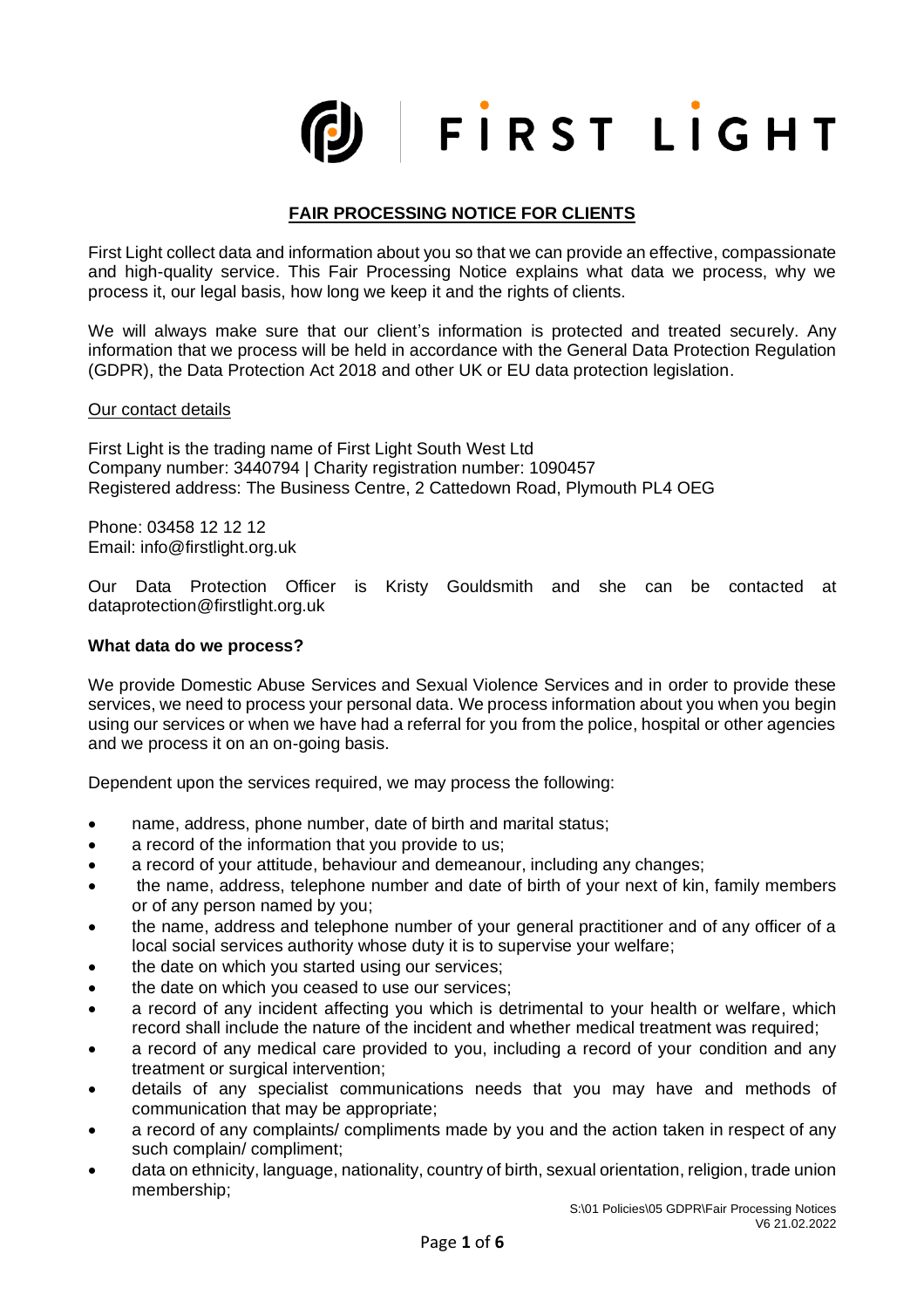FIRST LIGHT

## FAIR PROCESSING NOTICE FOR CLIENTS

First Light collect data and information about you so that we can provide an effective, compassionate and high-quality service. This Fair Processing Notice explains what data we process, why we process it, our legal basis, how long we keep it and the rights of clients.

We will always make sure that our client's information is protected and treated securely. Any information that we process will be held in accordance with the General Data Protection Regulation (GDPR), the Data Protection Act 2018 and other UK or EU data protection legislation.

Our contact details

First Light is the trading name of First Light South West Ltd
Company number: 3440794 | Charity registration number: 1090457
Registered address: The Business Centre, 2 Cattedown Road, Plymouth PL4 OEG

Phone: 03458 12 12 12
Email: info@firstlight.org.uk

Our Data Protection Officer is Kristy Gouldsmith and she can be contacted at dataprotection@firstlight.org.uk

### What data do we process?

We provide Domestic Abuse Services and Sexual Violence Services and in order to provide these services, we need to process your personal data. We process information about you when you begin using our services or when we have had a referral for you from the police, hospital or other agencies and we process it on an on-going basis.

Dependent upon the services required, we may process the following:

- name, address, phone number, date of birth and marital status;
- a record of the information that you provide to us;
- a record of your attitude, behaviour and demeanour, including any changes;
- the name, address, telephone number and date of birth of your next of kin, family members or of any person named by you;
- the name, address and telephone number of your general practitioner and of any officer of a local social services authority whose duty it is to supervise your welfare;
- the date on which you started using our services;
- the date on which you ceased to use our services;
- a record of any incident affecting you which is detrimental to your health or welfare, which record shall include the nature of the incident and whether medical treatment was required;
- a record of any medical care provided to you, including a record of your condition and any treatment or surgical intervention;
- details of any specialist communications needs that you may have and methods of communication that may be appropriate;
- a record of any complaints/ compliments made by you and the action taken in respect of any such complain/ compliment;
- data on ethnicity, language, nationality, country of birth, sexual orientation, religion, trade union membership;

S:\01 Policies\05 GDPR\Fair Processing Notices
V6 21.02.2022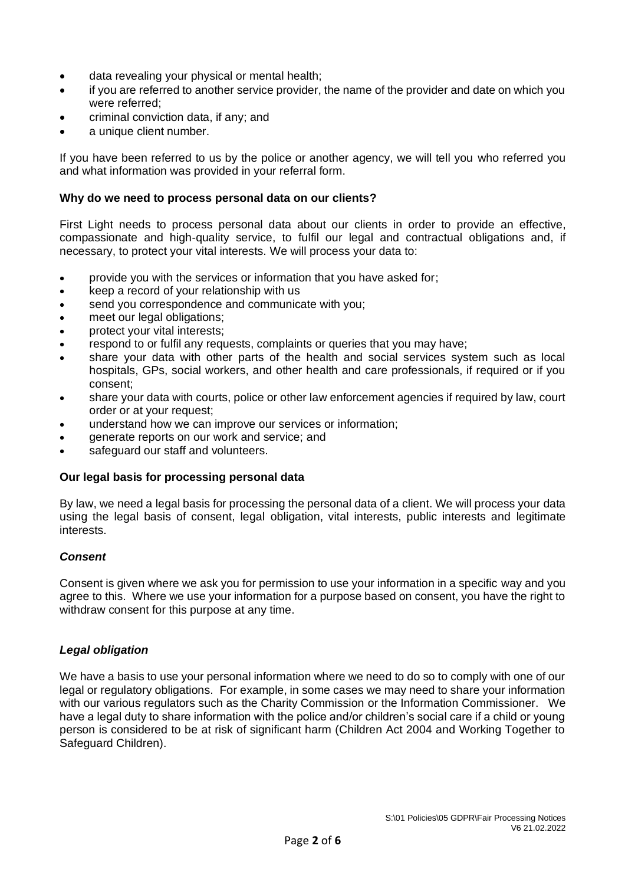- data revealing your physical or mental health;
- if you are referred to another service provider, the name of the provider and date on which you were referred;
- criminal conviction data, if any; and
- a unique client number.

If you have been referred to us by the police or another agency, we will tell you who referred you and what information was provided in your referral form.

**Why do we need to process personal data on our clients?**

First Light needs to process personal data about our clients in order to provide an effective, compassionate and high-quality service, to fulfil our legal and contractual obligations and, if necessary, to protect your vital interests. We will process your data to:

- provide you with the services or information that you have asked for;
- keep a record of your relationship with us
- send you correspondence and communicate with you;
- meet our legal obligations;
- protect your vital interests;
- respond to or fulfil any requests, complaints or queries that you may have;
- share your data with other parts of the health and social services system such as local hospitals, GPs, social workers, and other health and care professionals, if required or if you consent;
- share your data with courts, police or other law enforcement agencies if required by law, court order or at your request;
- understand how we can improve our services or information;
- generate reports on our work and service; and
- safeguard our staff and volunteers.

**Our legal basis for processing personal data**

By law, we need a legal basis for processing the personal data of a client. We will process your data using the legal basis of consent, legal obligation, vital interests, public interests and legitimate interests.

***Consent***

Consent is given where we ask you for permission to use your information in a specific way and you agree to this. Where we use your information for a purpose based on consent, you have the right to withdraw consent for this purpose at any time.

***Legal obligation***

We have a basis to use your personal information where we need to do so to comply with one of our legal or regulatory obligations. For example, in some cases we may need to share your information with our various regulators such as the Charity Commission or the Information Commissioner. We have a legal duty to share information with the police and/or children's social care if a child or young person is considered to be at risk of significant harm (Children Act 2004 and Working Together to Safeguard Children).

S:\01 Policies\05 GDPR\Fair Processing Notices
V6 21.02.2022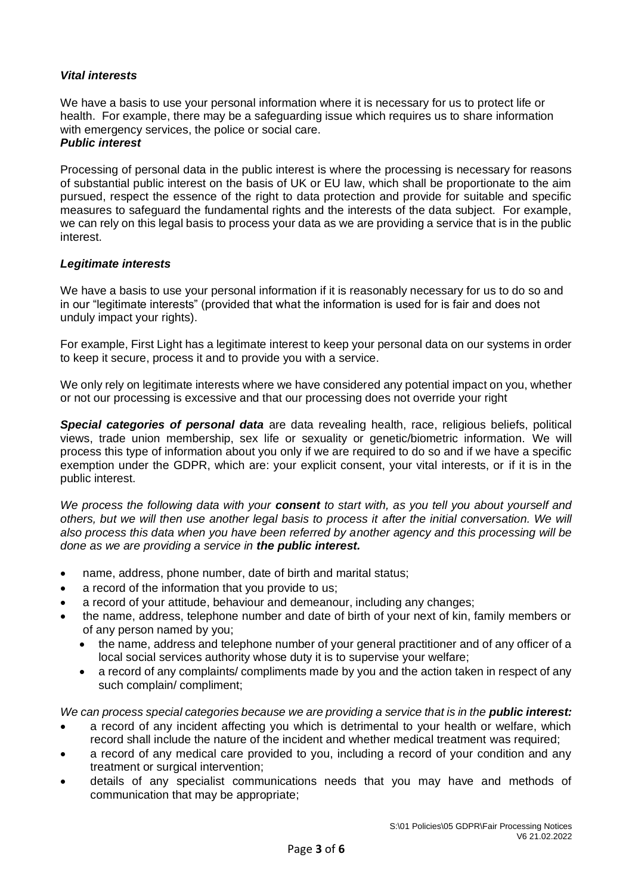***Vital interests***

We have a basis to use your personal information where it is necessary for us to protect life or health. For example, there may be a safeguarding issue which requires us to share information with emergency services, the police or social care.

***Public interest***

Processing of personal data in the public interest is where the processing is necessary for reasons of substantial public interest on the basis of UK or EU law, which shall be proportionate to the aim pursued, respect the essence of the right to data protection and provide for suitable and specific measures to safeguard the fundamental rights and the interests of the data subject. For example, we can rely on this legal basis to process your data as we are providing a service that is in the public interest.

***Legitimate interests***

We have a basis to use your personal information if it is reasonably necessary for us to do so and in our "legitimate interests" (provided that what the information is used for is fair and does not unduly impact your rights).

For example, First Light has a legitimate interest to keep your personal data on our systems in order to keep it secure, process it and to provide you with a service.

We only rely on legitimate interests where we have considered any potential impact on you, whether or not our processing is excessive and that our processing does not override your right

***Special categories of personal data*** are data revealing health, race, religious beliefs, political views, trade union membership, sex life or sexuality or genetic/biometric information. We will process this type of information about you only if we are required to do so and if we have a specific exemption under the GDPR, which are: your explicit consent, your vital interests, or if it is in the public interest.

*We process the following data with your **consent** to start with, as you tell you about yourself and others, but we will then use another legal basis to process it after the initial conversation. We will also process this data when you have been referred by another agency and this processing will be done as we are providing a service in **the public interest.***

- name, address, phone number, date of birth and marital status;
- a record of the information that you provide to us;
- a record of your attitude, behaviour and demeanour, including any changes;
- the name, address, telephone number and date of birth of your next of kin, family members or of any person named by you;
  - the name, address and telephone number of your general practitioner and of any officer of a local social services authority whose duty it is to supervise your welfare;
  - a record of any complaints/ compliments made by you and the action taken in respect of any such complain/ compliment;

*We can process special categories because we are providing a service that is in the **public interest:***

- a record of any incident affecting you which is detrimental to your health or welfare, which record shall include the nature of the incident and whether medical treatment was required;
- a record of any medical care provided to you, including a record of your condition and any treatment or surgical intervention;
- details of any specialist communications needs that you may have and methods of communication that may be appropriate;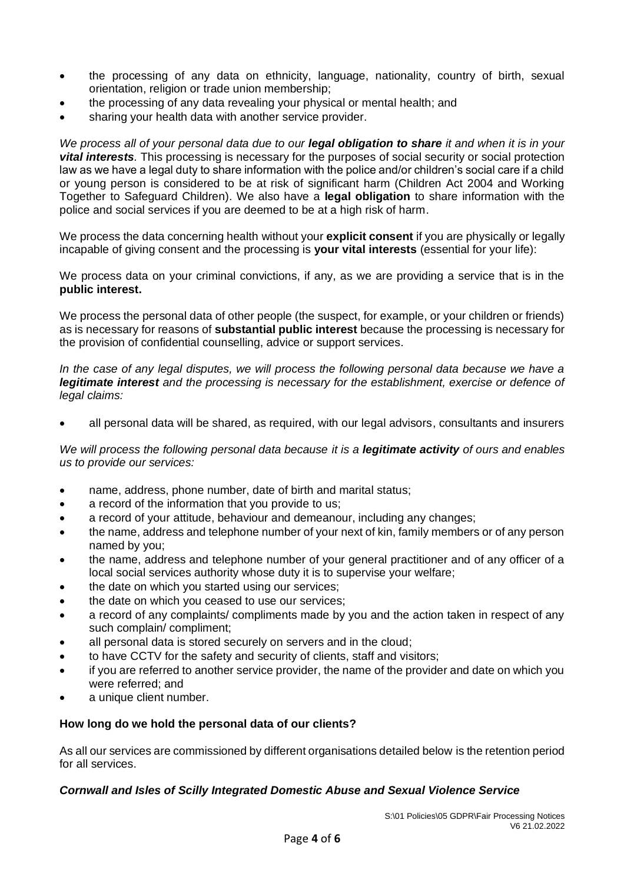- the processing of any data on ethnicity, language, nationality, country of birth, sexual orientation, religion or trade union membership;
- the processing of any data revealing your physical or mental health; and
- sharing your health data with another service provider.

*We process all of your personal data due to our **legal obligation to share** it and when it is in your **vital interests**.* This processing is necessary for the purposes of social security or social protection law as we have a legal duty to share information with the police and/or children's social care if a child or young person is considered to be at risk of significant harm (Children Act 2004 and Working Together to Safeguard Children). We also have a **legal obligation** to share information with the police and social services if you are deemed to be at a high risk of harm.

We process the data concerning health without your **explicit consent** if you are physically or legally incapable of giving consent and the processing is **your vital interests** (essential for your life):

We process data on your criminal convictions, if any, as we are providing a service that is in the **public interest.**

We process the personal data of other people (the suspect, for example, or your children or friends) as is necessary for reasons of **substantial public interest** because the processing is necessary for the provision of confidential counselling, advice or support services.

*In the case of any legal disputes, we will process the following personal data because we have a **legitimate interest** and the processing is necessary for the establishment, exercise or defence of legal claims:*

- all personal data will be shared, as required, with our legal advisors, consultants and insurers

*We will process the following personal data because it is a **legitimate activity** of ours and enables us to provide our services:*

- name, address, phone number, date of birth and marital status;
- a record of the information that you provide to us;
- a record of your attitude, behaviour and demeanour, including any changes;
- the name, address and telephone number of your next of kin, family members or of any person named by you;
- the name, address and telephone number of your general practitioner and of any officer of a local social services authority whose duty it is to supervise your welfare;
- the date on which you started using our services;
- the date on which you ceased to use our services;
- a record of any complaints/ compliments made by you and the action taken in respect of any such complain/ compliment;
- all personal data is stored securely on servers and in the cloud;
- to have CCTV for the safety and security of clients, staff and visitors;
- if you are referred to another service provider, the name of the provider and date on which you were referred; and
- a unique client number.

**How long do we hold the personal data of our clients?**

As all our services are commissioned by different organisations detailed below is the retention period for all services.

***Cornwall and Isles of Scilly Integrated Domestic Abuse and Sexual Violence Service***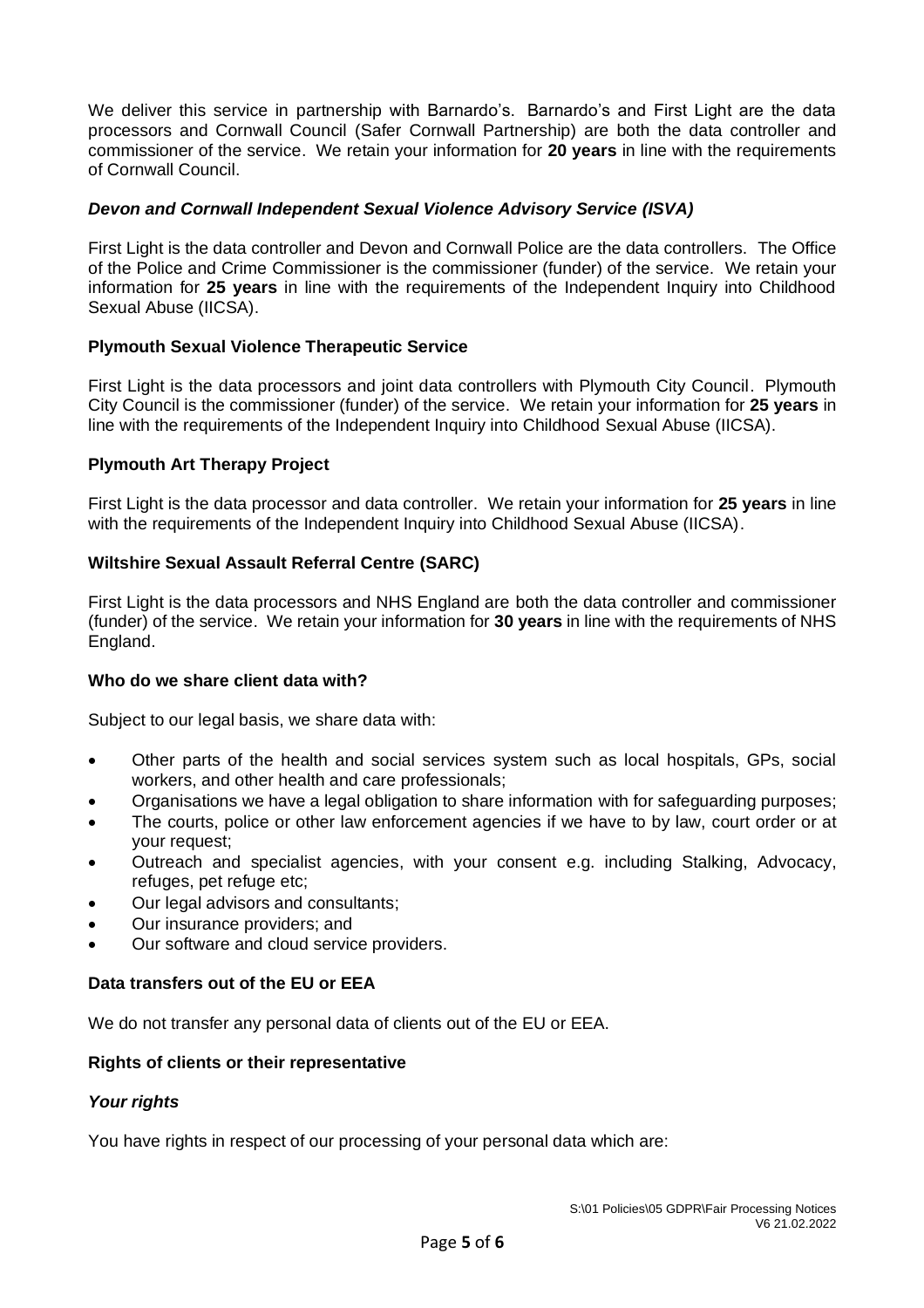We deliver this service in partnership with Barnardo's. Barnardo's and First Light are the data processors and Cornwall Council (Safer Cornwall Partnership) are both the data controller and commissioner of the service. We retain your information for **20 years** in line with the requirements of Cornwall Council.

### *Devon and Cornwall Independent Sexual Violence Advisory Service (ISVA)*

First Light is the data controller and Devon and Cornwall Police are the data controllers. The Office of the Police and Crime Commissioner is the commissioner (funder) of the service. We retain your information for **25 years** in line with the requirements of the Independent Inquiry into Childhood Sexual Abuse (IICSA).

### Plymouth Sexual Violence Therapeutic Service

First Light is the data processors and joint data controllers with Plymouth City Council. Plymouth City Council is the commissioner (funder) of the service. We retain your information for **25 years** in line with the requirements of the Independent Inquiry into Childhood Sexual Abuse (IICSA).

### Plymouth Art Therapy Project

First Light is the data processor and data controller. We retain your information for **25 years** in line with the requirements of the Independent Inquiry into Childhood Sexual Abuse (IICSA).

### Wiltshire Sexual Assault Referral Centre (SARC)

First Light is the data processors and NHS England are both the data controller and commissioner (funder) of the service. We retain your information for **30 years** in line with the requirements of NHS England.

### Who do we share client data with?

Subject to our legal basis, we share data with:

- Other parts of the health and social services system such as local hospitals, GPs, social workers, and other health and care professionals;
- Organisations we have a legal obligation to share information with for safeguarding purposes;
- The courts, police or other law enforcement agencies if we have to by law, court order or at your request;
- Outreach and specialist agencies, with your consent e.g. including Stalking, Advocacy, refuges, pet refuge etc;
- Our legal advisors and consultants;
- Our insurance providers; and
- Our software and cloud service providers.

### Data transfers out of the EU or EEA

We do not transfer any personal data of clients out of the EU or EEA.

### Rights of clients or their representative

#### *Your rights*

You have rights in respect of our processing of your personal data which are: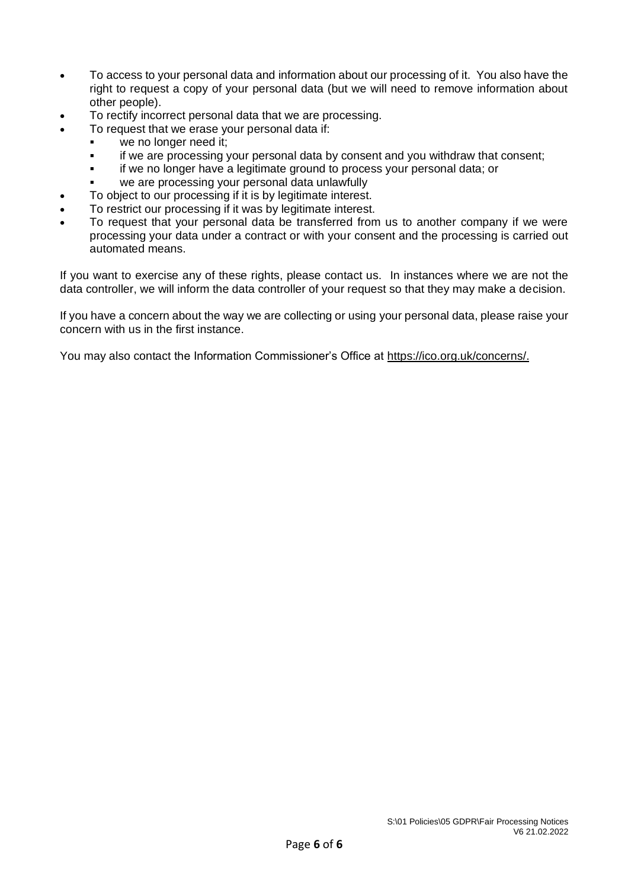- To access to your personal data and information about our processing of it. You also have the right to request a copy of your personal data (but we will need to remove information about other people).
- To rectify incorrect personal data that we are processing.
- To request that we erase your personal data if:
  - we no longer need it;
  - if we are processing your personal data by consent and you withdraw that consent;
  - if we no longer have a legitimate ground to process your personal data; or
  - we are processing your personal data unlawfully
- To object to our processing if it is by legitimate interest.
- To restrict our processing if it was by legitimate interest.
- To request that your personal data be transferred from us to another company if we were processing your data under a contract or with your consent and the processing is carried out automated means.

If you want to exercise any of these rights, please contact us. In instances where we are not the data controller, we will inform the data controller of your request so that they may make a decision.

If you have a concern about the way we are collecting or using your personal data, please raise your concern with us in the first instance.

You may also contact the Information Commissioner's Office at https://ico.org.uk/concerns/.

S:\01 Policies\05 GDPR\Fair Processing Notices
V6 21.02.2022